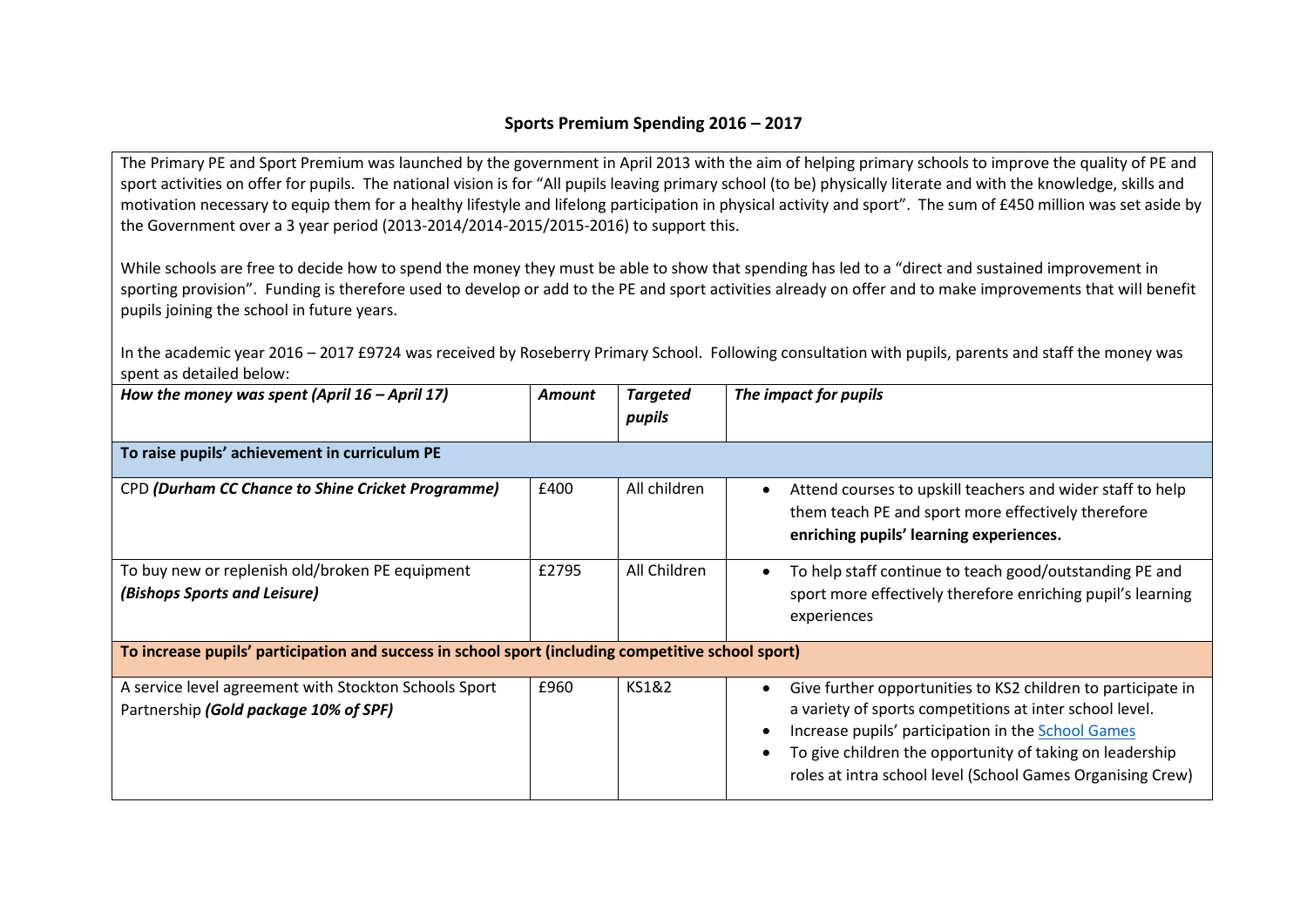# Sports Premium Spending 2016 – 2017

The Primary PE and Sport Premium was launched by the government in April 2013 with the aim of helping primary schools to improve the quality of PE and sport activities on offer for pupils. The national vision is for "All pupils leaving primary school (to be) physically literate and with the knowledge, skills and motivation necessary to equip them for a healthy lifestyle and lifelong participation in physical activity and sport". The sum of £450 million was set aside by the Government over a 3 year period (2013-2014/2014-2015/2015-2016) to support this.

While schools are free to decide how to spend the money they must be able to show that spending has led to a "direct and sustained improvement in sporting provision". Funding is therefore used to develop or add to the PE and sport activities already on offer and to make improvements that will benefit pupils joining the school in future years.

In the academic year 2016 – 2017 £9724 was received by Roseberry Primary School. Following consultation with pupils, parents and staff the money was spent as detailed below:

| ***How the money was spent (April 16 – April 17)*** | ***Amount*** | ***Targeted pupils*** | ***The impact for pupils*** |
|---|---|---|---|
| **To raise pupils' achievement in curriculum PE** | | | |
| CPD ***(Durham CC Chance to Shine Cricket Programme)*** | £400 | All children | • Attend courses to upskill teachers and wider staff to help them teach PE and sport more effectively therefore **enriching pupils' learning experiences.** |
| To buy new or replenish old/broken PE equipment ***(Bishops Sports and Leisure)*** | £2795 | All Children | • To help staff continue to teach good/outstanding PE and sport more effectively therefore enriching pupil's learning experiences |
| **To increase pupils' participation and success in school sport (including competitive school sport)** | | | |
| A service level agreement with Stockton Schools Sport Partnership ***(Gold package 10% of SPF)*** | £960 | KS1&2 | • Give further opportunities to KS2 children to participate in a variety of sports competitions at inter school level.<br>• Increase pupils' participation in the School Games<br>• To give children the opportunity of taking on leadership roles at intra school level (School Games Organising Crew) |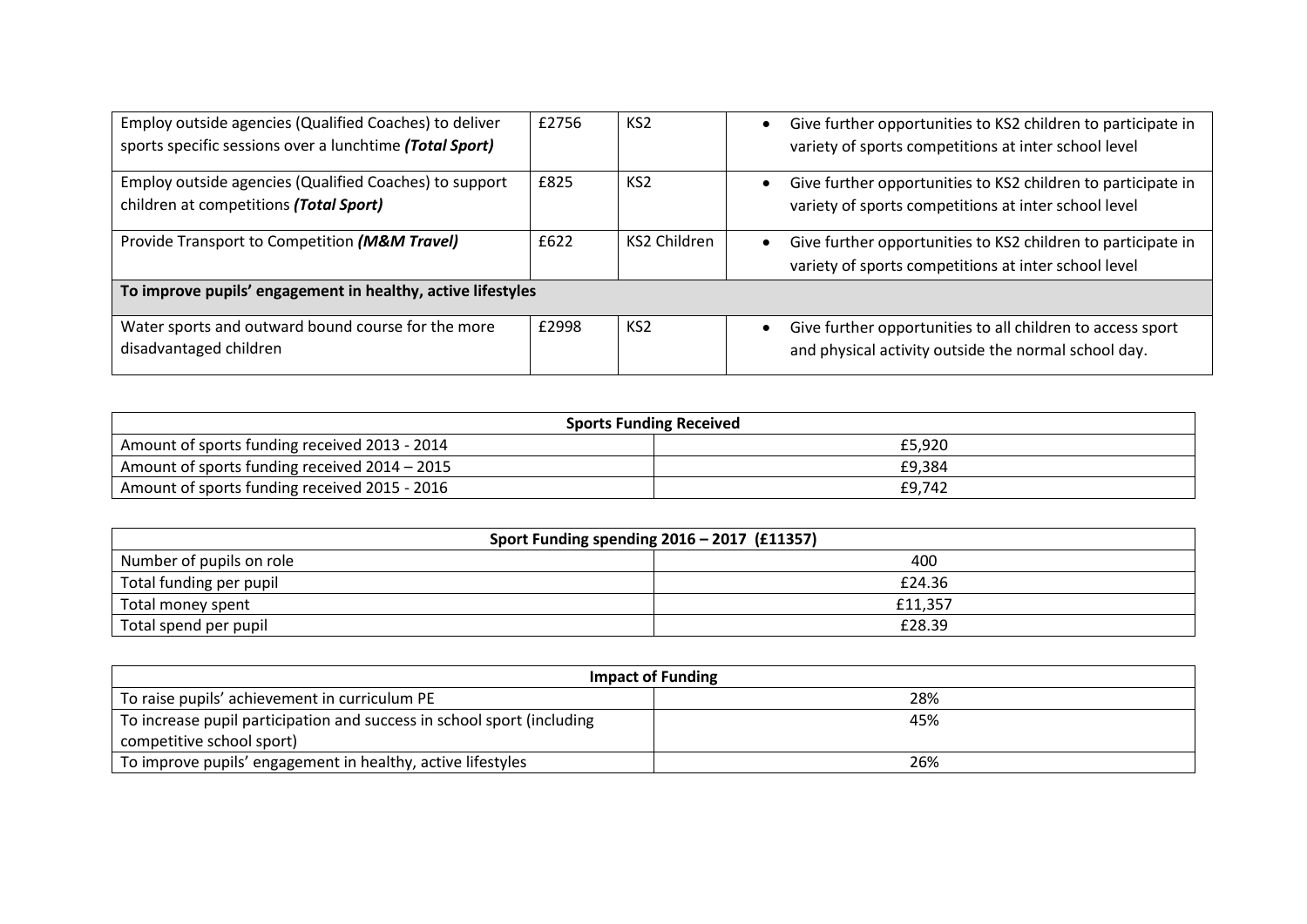| | | | |
|---|---|---|---|
| Employ outside agencies (Qualified Coaches) to deliver sports specific sessions over a lunchtime ***(Total Sport)*** | £2756 | KS2 | • Give further opportunities to KS2 children to participate in variety of sports competitions at inter school level |
| Employ outside agencies (Qualified Coaches) to support children at competitions ***(Total Sport)*** | £825 | KS2 | • Give further opportunities to KS2 children to participate in variety of sports competitions at inter school level |
| Provide Transport to Competition ***(M&M Travel)*** | £622 | KS2 Children | • Give further opportunities to KS2 children to participate in variety of sports competitions at inter school level |
| **To improve pupils' engagement in healthy, active lifestyles** | | | |
| Water sports and outward bound course for the more disadvantaged children | £2998 | KS2 | • Give further opportunities to all children to access sport and physical activity outside the normal school day. |

| **Sports Funding Received** | |
|---|---|
| Amount of sports funding received 2013 - 2014 | £5,920 |
| Amount of sports funding received 2014 – 2015 | £9,384 |
| Amount of sports funding received 2015 - 2016 | £9,742 |

| **Sport Funding spending 2016 – 2017 (£11357)** | |
|---|---|
| Number of pupils on role | 400 |
| Total funding per pupil | £24.36 |
| Total money spent | £11,357 |
| Total spend per pupil | £28.39 |

| **Impact of Funding** | |
|---|---|
| To raise pupils' achievement in curriculum PE | 28% |
| To increase pupil participation and success in school sport (including competitive school sport) | 45% |
| To improve pupils' engagement in healthy, active lifestyles | 26% |